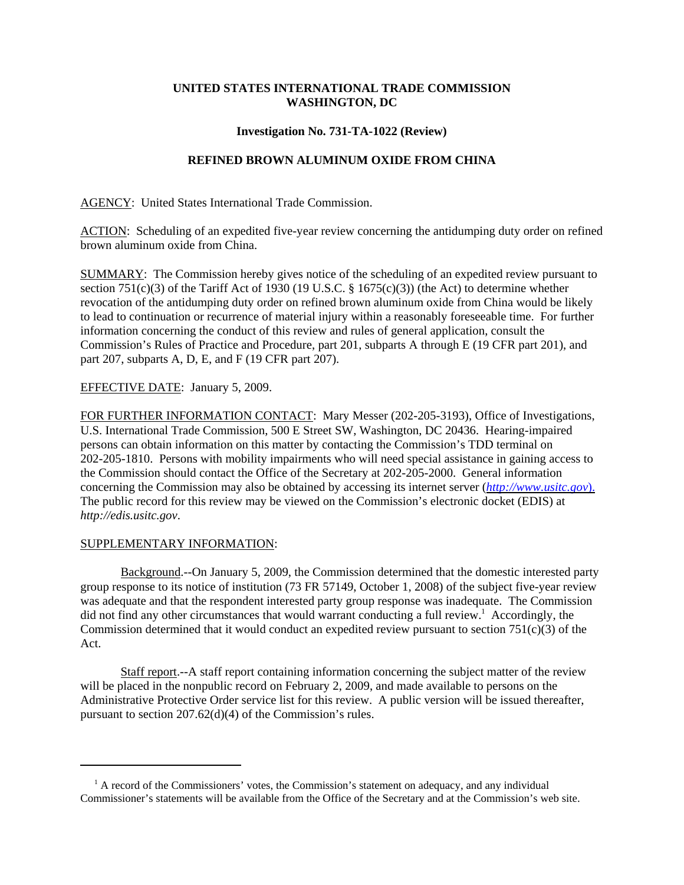**UNITED STATES INTERNATIONAL TRADE COMMISSION**
**WASHINGTON, DC**

**Investigation No. 731-TA-1022 (Review)**

**REFINED BROWN ALUMINUM OXIDE FROM CHINA**

AGENCY: United States International Trade Commission.

ACTION: Scheduling of an expedited five-year review concerning the antidumping duty order on refined brown aluminum oxide from China.

SUMMARY: The Commission hereby gives notice of the scheduling of an expedited review pursuant to section 751(c)(3) of the Tariff Act of 1930 (19 U.S.C. § 1675(c)(3)) (the Act) to determine whether revocation of the antidumping duty order on refined brown aluminum oxide from China would be likely to lead to continuation or recurrence of material injury within a reasonably foreseeable time. For further information concerning the conduct of this review and rules of general application, consult the Commission's Rules of Practice and Procedure, part 201, subparts A through E (19 CFR part 201), and part 207, subparts A, D, E, and F (19 CFR part 207).

EFFECTIVE DATE: January 5, 2009.

FOR FURTHER INFORMATION CONTACT: Mary Messer (202-205-3193), Office of Investigations, U.S. International Trade Commission, 500 E Street SW, Washington, DC 20436. Hearing-impaired persons can obtain information on this matter by contacting the Commission's TDD terminal on 202-205-1810. Persons with mobility impairments who will need special assistance in gaining access to the Commission should contact the Office of the Secretary at 202-205-2000. General information concerning the Commission may also be obtained by accessing its internet server (*http://www.usitc.gov*). The public record for this review may be viewed on the Commission's electronic docket (EDIS) at *http://edis.usitc.gov*.

SUPPLEMENTARY INFORMATION:

Background.--On January 5, 2009, the Commission determined that the domestic interested party group response to its notice of institution (73 FR 57149, October 1, 2008) of the subject five-year review was adequate and that the respondent interested party group response was inadequate. The Commission did not find any other circumstances that would warrant conducting a full review.[1] Accordingly, the Commission determined that it would conduct an expedited review pursuant to section 751(c)(3) of the Act.

Staff report.--A staff report containing information concerning the subject matter of the review will be placed in the nonpublic record on February 2, 2009, and made available to persons on the Administrative Protective Order service list for this review. A public version will be issued thereafter, pursuant to section 207.62(d)(4) of the Commission's rules.

---

[1] A record of the Commissioners' votes, the Commission's statement on adequacy, and any individual Commissioner's statements will be available from the Office of the Secretary and at the Commission's web site.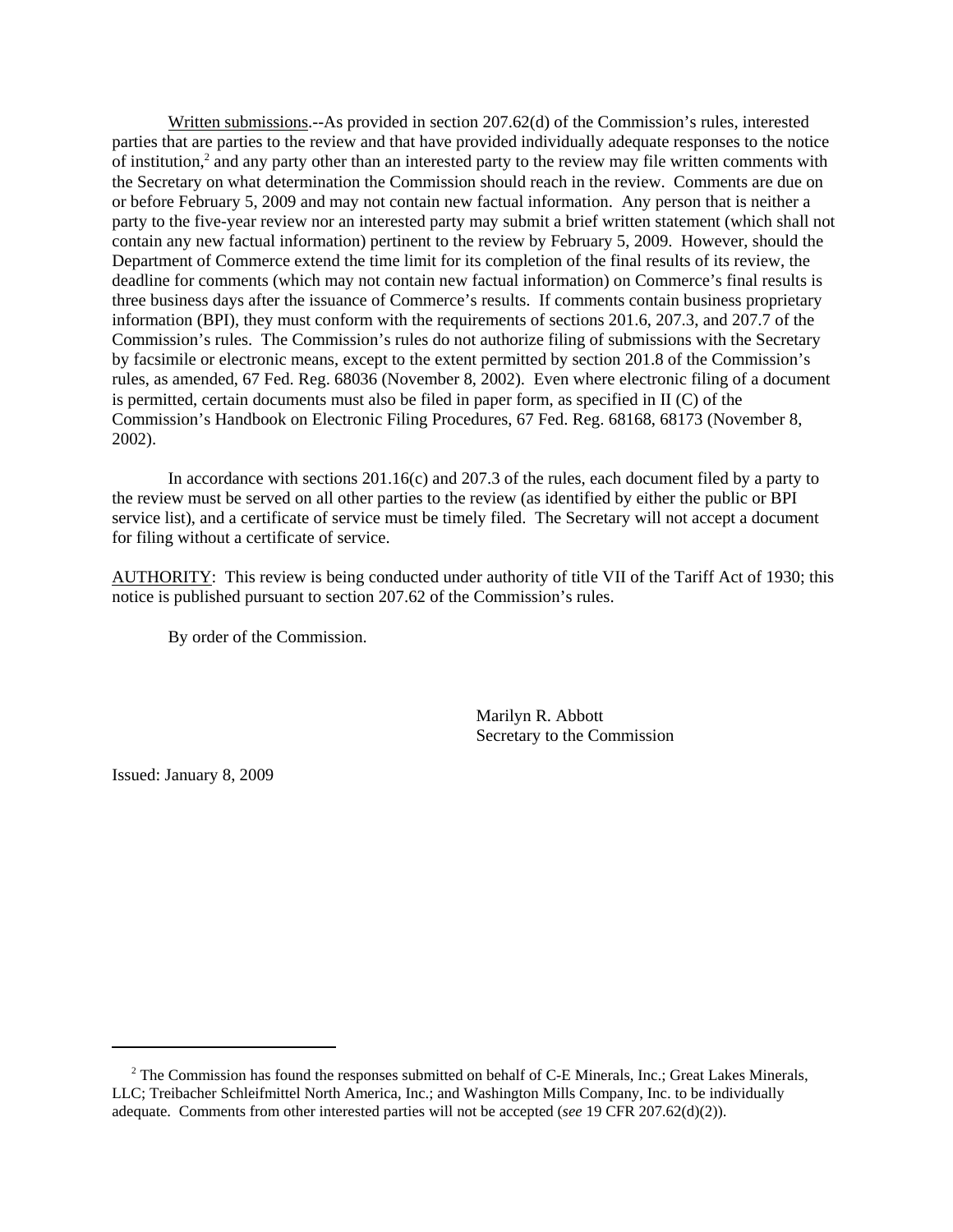Written submissions.--As provided in section 207.62(d) of the Commission's rules, interested parties that are parties to the review and that have provided individually adequate responses to the notice of institution,[2] and any party other than an interested party to the review may file written comments with the Secretary on what determination the Commission should reach in the review. Comments are due on or before February 5, 2009 and may not contain new factual information. Any person that is neither a party to the five-year review nor an interested party may submit a brief written statement (which shall not contain any new factual information) pertinent to the review by February 5, 2009. However, should the Department of Commerce extend the time limit for its completion of the final results of its review, the deadline for comments (which may not contain new factual information) on Commerce's final results is three business days after the issuance of Commerce's results. If comments contain business proprietary information (BPI), they must conform with the requirements of sections 201.6, 207.3, and 207.7 of the Commission's rules. The Commission's rules do not authorize filing of submissions with the Secretary by facsimile or electronic means, except to the extent permitted by section 201.8 of the Commission's rules, as amended, 67 Fed. Reg. 68036 (November 8, 2002). Even where electronic filing of a document is permitted, certain documents must also be filed in paper form, as specified in II (C) of the Commission's Handbook on Electronic Filing Procedures, 67 Fed. Reg. 68168, 68173 (November 8, 2002).

In accordance with sections 201.16(c) and 207.3 of the rules, each document filed by a party to the review must be served on all other parties to the review (as identified by either the public or BPI service list), and a certificate of service must be timely filed. The Secretary will not accept a document for filing without a certificate of service.

AUTHORITY: This review is being conducted under authority of title VII of the Tariff Act of 1930; this notice is published pursuant to section 207.62 of the Commission's rules.

By order of the Commission.

Marilyn R. Abbott
Secretary to the Commission

Issued: January 8, 2009

[2] The Commission has found the responses submitted on behalf of C-E Minerals, Inc.; Great Lakes Minerals, LLC; Treibacher Schleifmittel North America, Inc.; and Washington Mills Company, Inc. to be individually adequate. Comments from other interested parties will not be accepted (*see* 19 CFR 207.62(d)(2)).